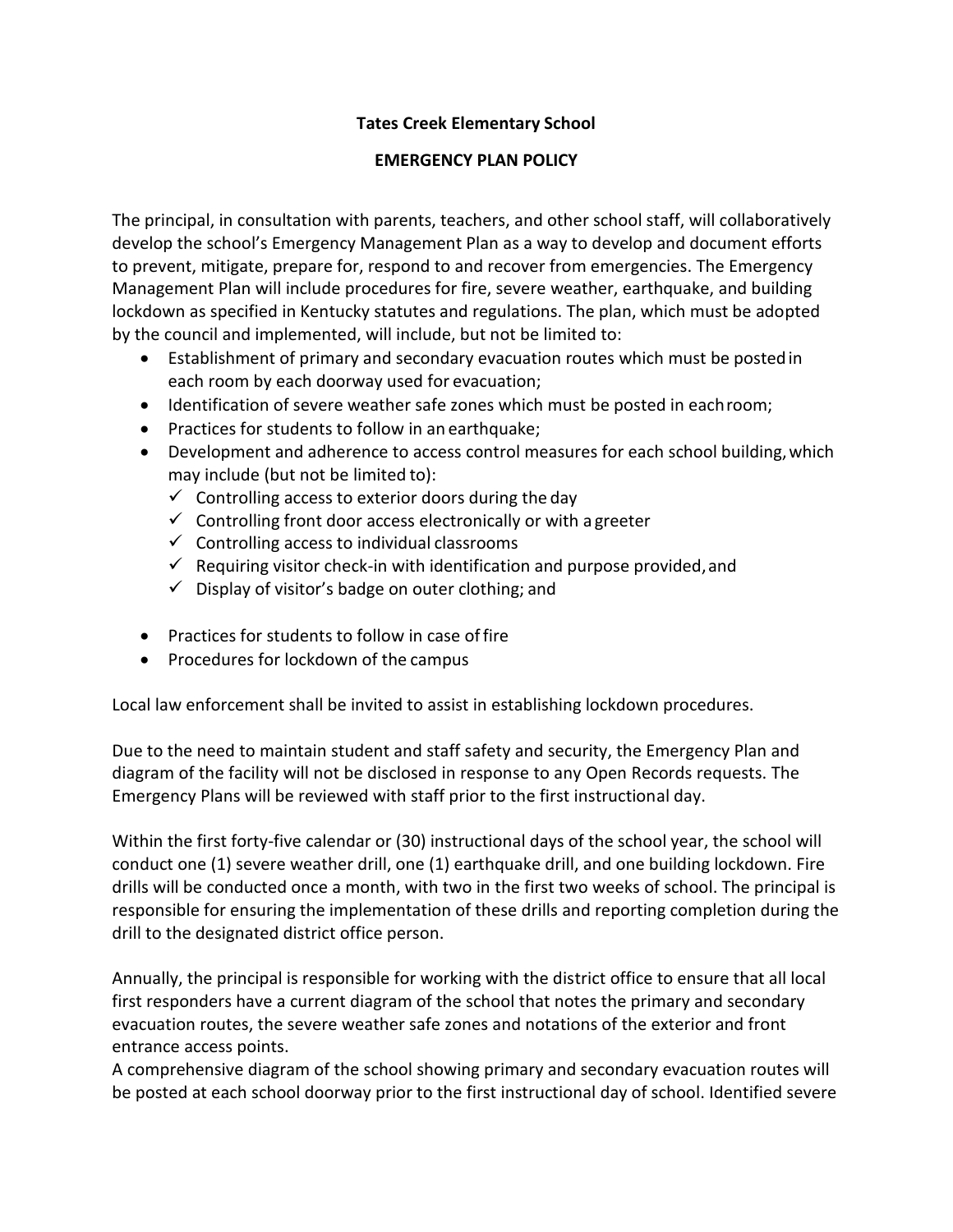**Tates Creek Elementary School**

**EMERGENCY PLAN POLICY**

The principal, in consultation with parents, teachers, and other school staff, will collaboratively develop the school's Emergency Management Plan as a way to develop and document efforts to prevent, mitigate, prepare for, respond to and recover from emergencies. The Emergency Management Plan will include procedures for fire, severe weather, earthquake, and building lockdown as specified in Kentucky statutes and regulations. The plan, which must be adopted by the council and implemented, will include, but not be limited to:

- Establishment of primary and secondary evacuation routes which must be posted in each room by each doorway used for evacuation;
- Identification of severe weather safe zones which must be posted in each room;
- Practices for students to follow in an earthquake;
- Development and adherence to access control measures for each school building, which may include (but not be limited to):
  - ✓ Controlling access to exterior doors during the day
  - ✓ Controlling front door access electronically or with a greeter
  - ✓ Controlling access to individual classrooms
  - ✓ Requiring visitor check-in with identification and purpose provided, and
  - ✓ Display of visitor's badge on outer clothing; and
- Practices for students to follow in case of fire
- Procedures for lockdown of the campus

Local law enforcement shall be invited to assist in establishing lockdown procedures.

Due to the need to maintain student and staff safety and security, the Emergency Plan and diagram of the facility will not be disclosed in response to any Open Records requests. The Emergency Plans will be reviewed with staff prior to the first instructional day.

Within the first forty-five calendar or (30) instructional days of the school year, the school will conduct one (1) severe weather drill, one (1) earthquake drill, and one building lockdown. Fire drills will be conducted once a month, with two in the first two weeks of school. The principal is responsible for ensuring the implementation of these drills and reporting completion during the drill to the designated district office person.

Annually, the principal is responsible for working with the district office to ensure that all local first responders have a current diagram of the school that notes the primary and secondary evacuation routes, the severe weather safe zones and notations of the exterior and front entrance access points.

A comprehensive diagram of the school showing primary and secondary evacuation routes will be posted at each school doorway prior to the first instructional day of school. Identified severe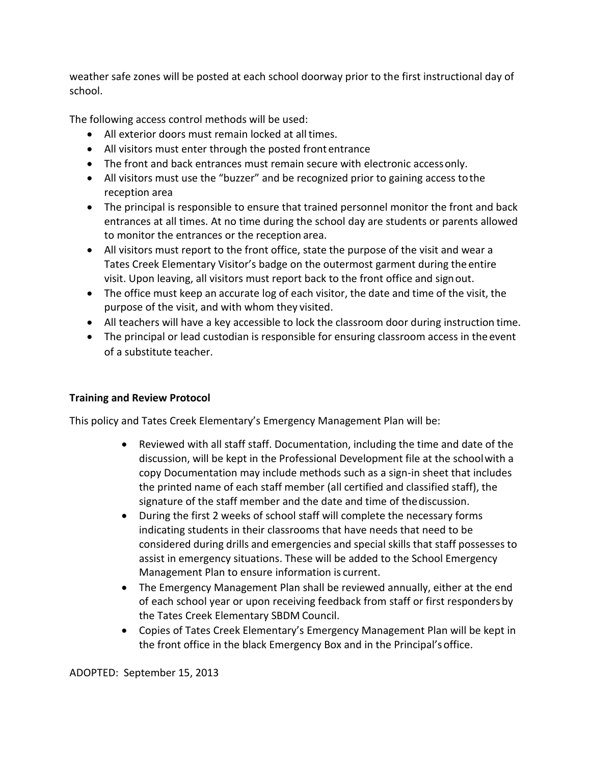weather safe zones will be posted at each school doorway prior to the first instructional day of school.

The following access control methods will be used:

- All exterior doors must remain locked at all times.
- All visitors must enter through the posted front entrance
- The front and back entrances must remain secure with electronic access only.
- All visitors must use the "buzzer" and be recognized prior to gaining access to the reception area
- The principal is responsible to ensure that trained personnel monitor the front and back entrances at all times. At no time during the school day are students or parents allowed to monitor the entrances or the reception area.
- All visitors must report to the front office, state the purpose of the visit and wear a Tates Creek Elementary Visitor's badge on the outermost garment during the entire visit. Upon leaving, all visitors must report back to the front office and sign out.
- The office must keep an accurate log of each visitor, the date and time of the visit, the purpose of the visit, and with whom they visited.
- All teachers will have a key accessible to lock the classroom door during instruction time.
- The principal or lead custodian is responsible for ensuring classroom access in the event of a substitute teacher.

**Training and Review Protocol**

This policy and Tates Creek Elementary's Emergency Management Plan will be:

- Reviewed with all staff staff. Documentation, including the time and date of the discussion, will be kept in the Professional Development file at the school with a copy Documentation may include methods such as a sign-in sheet that includes the printed name of each staff member (all certified and classified staff), the signature of the staff member and the date and time of the discussion.
- During the first 2 weeks of school staff will complete the necessary forms indicating students in their classrooms that have needs that need to be considered during drills and emergencies and special skills that staff possesses to assist in emergency situations. These will be added to the School Emergency Management Plan to ensure information is current.
- The Emergency Management Plan shall be reviewed annually, either at the end of each school year or upon receiving feedback from staff or first responders by the Tates Creek Elementary SBDM Council.
- Copies of Tates Creek Elementary's Emergency Management Plan will be kept in the front office in the black Emergency Box and in the Principal's office.

ADOPTED: September 15, 2013